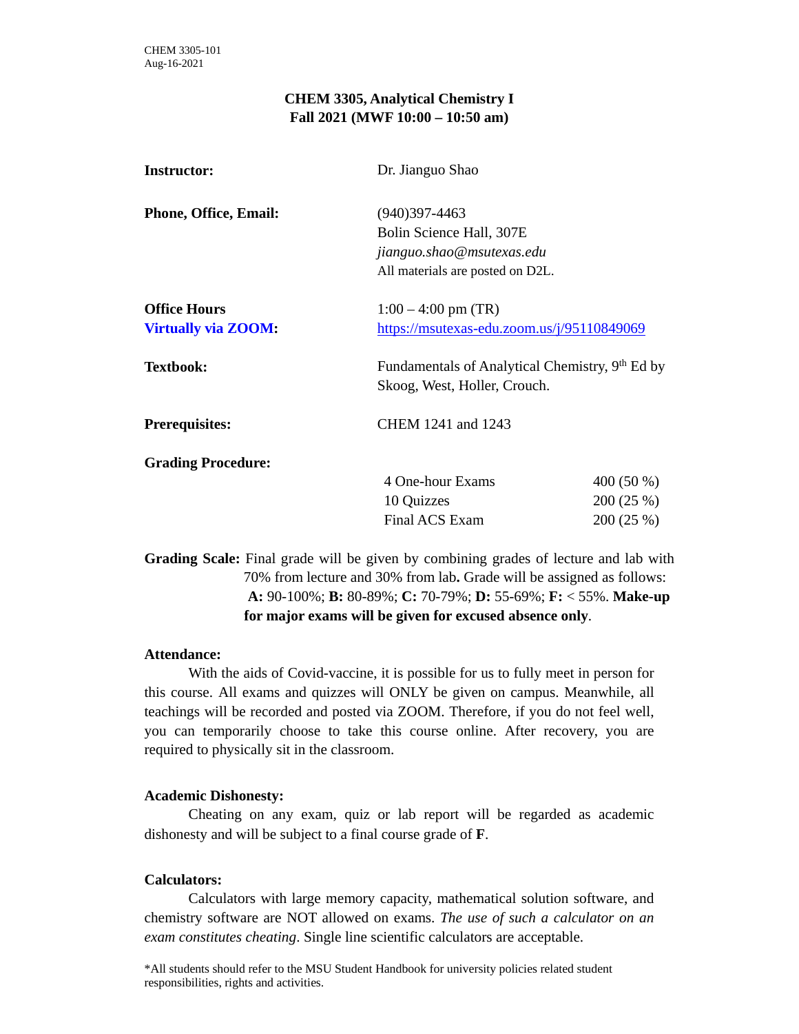CHEM 3305-101
Aug-16-2021

# CHEM 3305, Analytical Chemistry I
## Fall 2021 (MWF 10:00 – 10:50 am)

**Instructor:** Dr. Jianguo Shao

**Phone, Office, Email:**
(940)397-4463
Bolin Science Hall, 307E
*jianguo.shao@msutexas.edu*
All materials are posted on D2L.

**Office Hours Virtually via ZOOM:**
1:00 – 4:00 pm (TR)
https://msutexas-edu.zoom.us/j/95110849069

**Textbook:** Fundamentals of Analytical Chemistry, 9th Ed by Skoog, West, Holler, Crouch.

**Prerequisites:** CHEM 1241 and 1243

**Grading Procedure:**

| | |
|---|---|
| 4 One-hour Exams | 400 (50 %) |
| 10 Quizzes | 200 (25 %) |
| Final ACS Exam | 200 (25 %) |

**Grading Scale:** Final grade will be given by combining grades of lecture and lab with 70% from lecture and 30% from lab**.** Grade will be assigned as follows: **A:** 90-100%; **B:** 80-89%; **C:** 70-79%; **D:** 55-69%; **F:** < 55%. **Make-up for major exams will be given for excused absence only**.

**Attendance:**

With the aids of Covid-vaccine, it is possible for us to fully meet in person for this course. All exams and quizzes will ONLY be given on campus. Meanwhile, all teachings will be recorded and posted via ZOOM. Therefore, if you do not feel well, you can temporarily choose to take this course online. After recovery, you are required to physically sit in the classroom.

**Academic Dishonesty:**

Cheating on any exam, quiz or lab report will be regarded as academic dishonesty and will be subject to a final course grade of **F**.

**Calculators:**

Calculators with large memory capacity, mathematical solution software, and chemistry software are NOT allowed on exams. *The use of such a calculator on an exam constitutes cheating*. Single line scientific calculators are acceptable.

*All students should refer to the MSU Student Handbook for university policies related student responsibilities, rights and activities.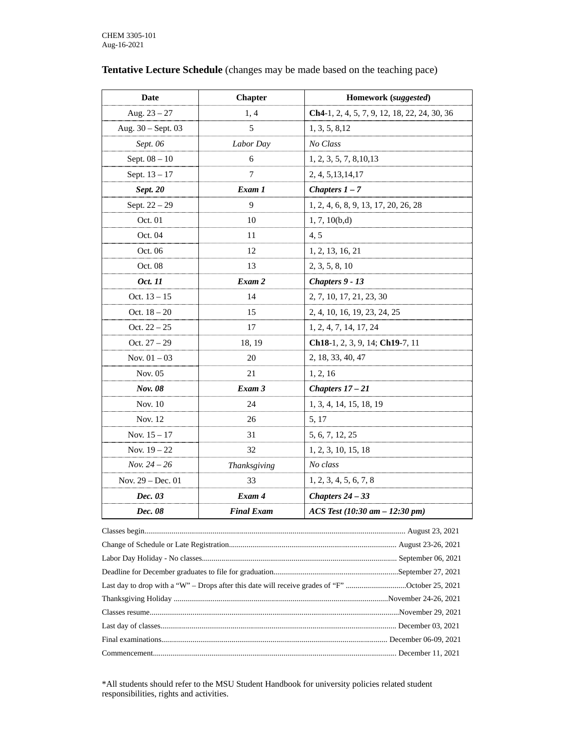**Tentative Lecture Schedule** (changes may be made based on the teaching pace)

| **Date** | **Chapter** | **Homework (*suggested*)** |
|---|---|---|
| Aug. 23 – 27 | 1, 4 | **Ch4**-1, 2, 4, 5, 7, 9, 12, 18, 22, 24, 30, 36 |
| Aug. 30 – Sept. 03 | 5 | 1, 3, 5, 8,12 |
| *Sept. 06* | *Labor Day* | *No Class* |
| Sept. 08 – 10 | 6 | 1, 2, 3, 5, 7, 8,10,13 |
| Sept. 13 – 17 | 7 | 2, 4, 5,13,14,17 |
| ***Sept. 20*** | ***Exam 1*** | ***Chapters 1 – 7*** |
| Sept. 22 – 29 | 9 | 1, 2, 4, 6, 8, 9, 13, 17, 20, 26, 28 |
| Oct. 01 | 10 | 1, 7, 10(b,d) |
| Oct. 04 | 11 | 4, 5 |
| Oct. 06 | 12 | 1, 2, 13, 16, 21 |
| Oct. 08 | 13 | 2, 3, 5, 8, 10 |
| ***Oct. 11*** | ***Exam 2*** | ***Chapters 9 - 13*** |
| Oct. 13 – 15 | 14 | 2, 7, 10, 17, 21, 23, 30 |
| Oct. 18 – 20 | 15 | 2, 4, 10, 16, 19, 23, 24, 25 |
| Oct. 22 – 25 | 17 | 1, 2, 4, 7, 14, 17, 24 |
| Oct. 27 – 29 | 18, 19 | **Ch18**-1, 2, 3, 9, 14; **Ch19**-7, 11 |
| Nov. 01 – 03 | 20 | 2, 18, 33, 40, 47 |
| Nov. 05 | 21 | 1, 2, 16 |
| ***Nov. 08*** | ***Exam 3*** | ***Chapters 17 – 21*** |
| Nov. 10 | 24 | 1, 3, 4, 14, 15, 18, 19 |
| Nov. 12 | 26 | 5, 17 |
| Nov. 15 – 17 | 31 | 5, 6, 7, 12, 25 |
| Nov. 19 – 22 | 32 | 1, 2, 3, 10, 15, 18 |
| *Nov. 24 – 26* | *Thanksgiving* | *No class* |
| Nov. 29 – Dec. 01 | 33 | 1, 2, 3, 4, 5, 6, 7, 8 |
| ***Dec. 03*** | ***Exam 4*** | ***Chapters 24 – 33*** |
| ***Dec. 08*** | ***Final Exam*** | ***ACS Test (10:30 am – 12:30 pm)*** |

Classes begin........................................................................ August 23, 2021
Change of Schedule or Late Registration........................................................................ August 23-26, 2021
Labor Day Holiday - No classes........................................................................ September 06, 2021
Deadline for December graduates to file for graduation........................................................................September 27, 2021
Last day to drop with a “W” – Drops after this date will receive grades of “F” ........................................October 25, 2021
Thanksgiving Holiday ........................................................................November 24-26, 2021
Classes resume........................................................................November 29, 2021
Last day of classes........................................................................ December 03, 2021
Final examinations........................................................................ December 06-09, 2021
Commencement........................................................................ December 11, 2021

*All students should refer to the MSU Student Handbook for university policies related student responsibilities, rights and activities.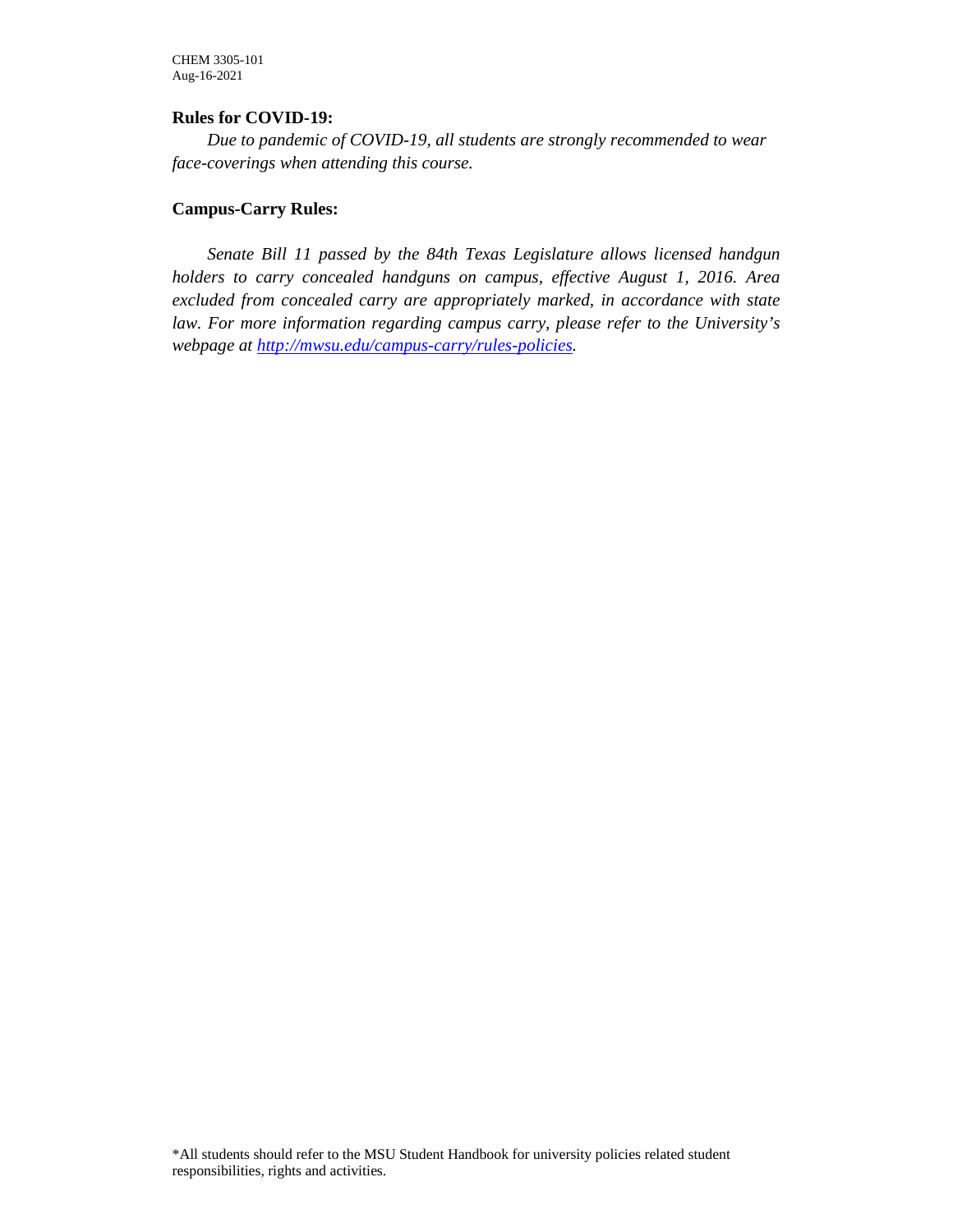**Rules for COVID-19:**

*Due to pandemic of COVID-19, all students are strongly recommended to wear face-coverings when attending this course.*

**Campus-Carry Rules:**

*Senate Bill 11 passed by the 84th Texas Legislature allows licensed handgun holders to carry concealed handguns on campus, effective August 1, 2016. Area excluded from concealed carry are appropriately marked, in accordance with state law. For more information regarding campus carry, please refer to the University's webpage at [http://mwsu.edu/campus-carry/rules-policies](http://mwsu.edu/campus-carry/rules-policies).*

*All students should refer to the MSU Student Handbook for university policies related student responsibilities, rights and activities.